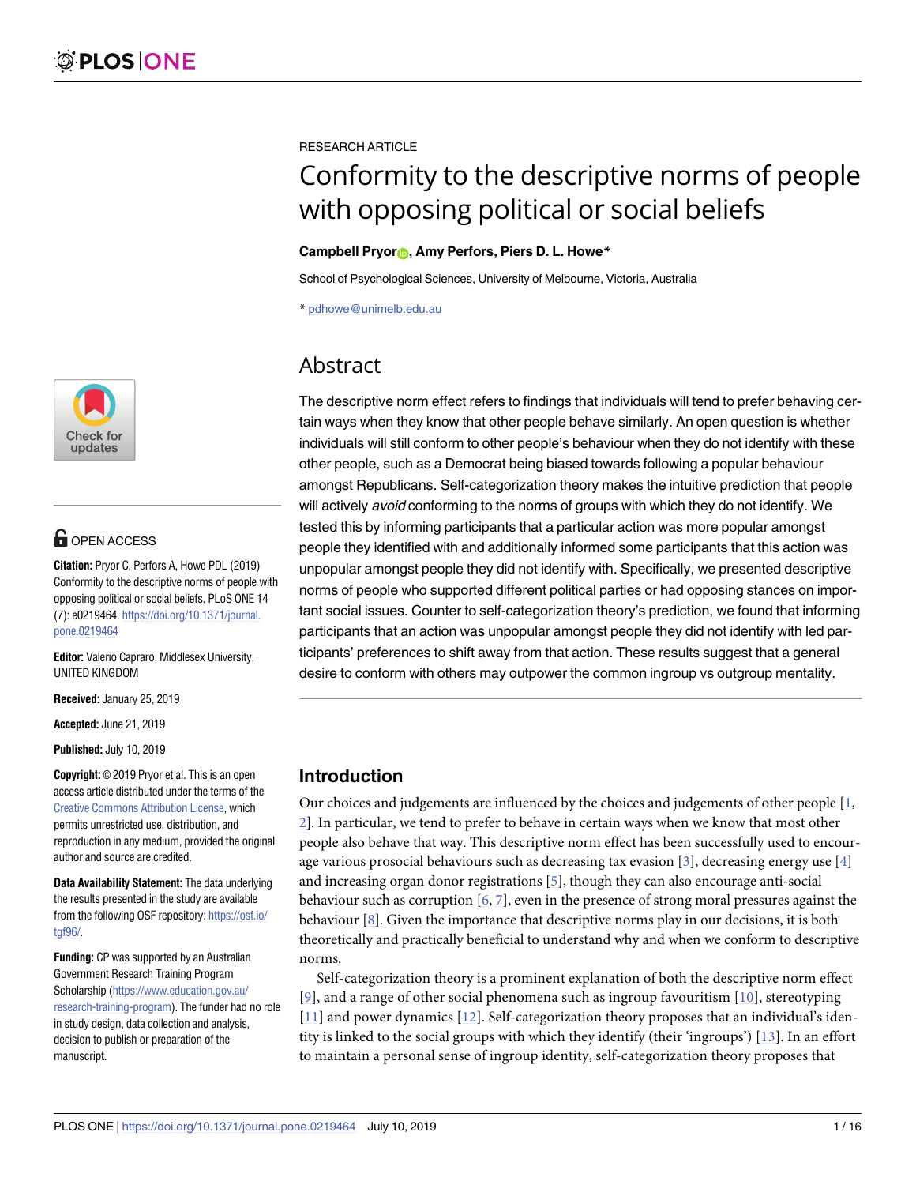RESEARCH ARTICLE

# Conformity to the descriptive norms of people with opposing political or social beliefs

**Campbell Pryor, Amy Perfors, Piers D. L. Howe***

School of Psychological Sciences, University of Melbourne, Victoria, Australia

* pdhowe@unimelb.edu.au

## Abstract

The descriptive norm effect refers to findings that individuals will tend to prefer behaving certain ways when they know that other people behave similarly. An open question is whether individuals will still conform to other people's behaviour when they do not identify with these other people, such as a Democrat being biased towards following a popular behaviour amongst Republicans. Self-categorization theory makes the intuitive prediction that people will actively *avoid* conforming to the norms of groups with which they do not identify. We tested this by informing participants that a particular action was more popular amongst people they identified with and additionally informed some participants that this action was unpopular amongst people they did not identify with. Specifically, we presented descriptive norms of people who supported different political parties or had opposing stances on important social issues. Counter to self-categorization theory's prediction, we found that informing participants that an action was unpopular amongst people they did not identify with led participants' preferences to shift away from that action. These results suggest that a general desire to conform with others may outpower the common ingroup vs outgroup mentality.

OPEN ACCESS

**Citation:** Pryor C, Perfors A, Howe PDL (2019) Conformity to the descriptive norms of people with opposing political or social beliefs. PLoS ONE 14 (7): e0219464. https://doi.org/10.1371/journal.pone.0219464

**Editor:** Valerio Capraro, Middlesex University, UNITED KINGDOM

**Received:** January 25, 2019

**Accepted:** June 21, 2019

**Published:** July 10, 2019

**Copyright:** © 2019 Pryor et al. This is an open access article distributed under the terms of the Creative Commons Attribution License, which permits unrestricted use, distribution, and reproduction in any medium, provided the original author and source are credited.

**Data Availability Statement:** The data underlying the results presented in the study are available from the following OSF repository: https://osf.io/tgf96/.

**Funding:** CP was supported by an Australian Government Research Training Program Scholarship (https://www.education.gov.au/research-training-program). The funder had no role in study design, data collection and analysis, decision to publish or preparation of the manuscript.

## Introduction

Our choices and judgements are influenced by the choices and judgements of other people [1, 2]. In particular, we tend to prefer to behave in certain ways when we know that most other people also behave that way. This descriptive norm effect has been successfully used to encourage various prosocial behaviours such as decreasing tax evasion [3], decreasing energy use [4] and increasing organ donor registrations [5], though they can also encourage anti-social behaviour such as corruption [6, 7], even in the presence of strong moral pressures against the behaviour [8]. Given the importance that descriptive norms play in our decisions, it is both theoretically and practically beneficial to understand why and when we conform to descriptive norms.

Self-categorization theory is a prominent explanation of both the descriptive norm effect [9], and a range of other social phenomena such as ingroup favouritism [10], stereotyping [11] and power dynamics [12]. Self-categorization theory proposes that an individual's identity is linked to the social groups with which they identify (their 'ingroups') [13]. In an effort to maintain a personal sense of ingroup identity, self-categorization theory proposes that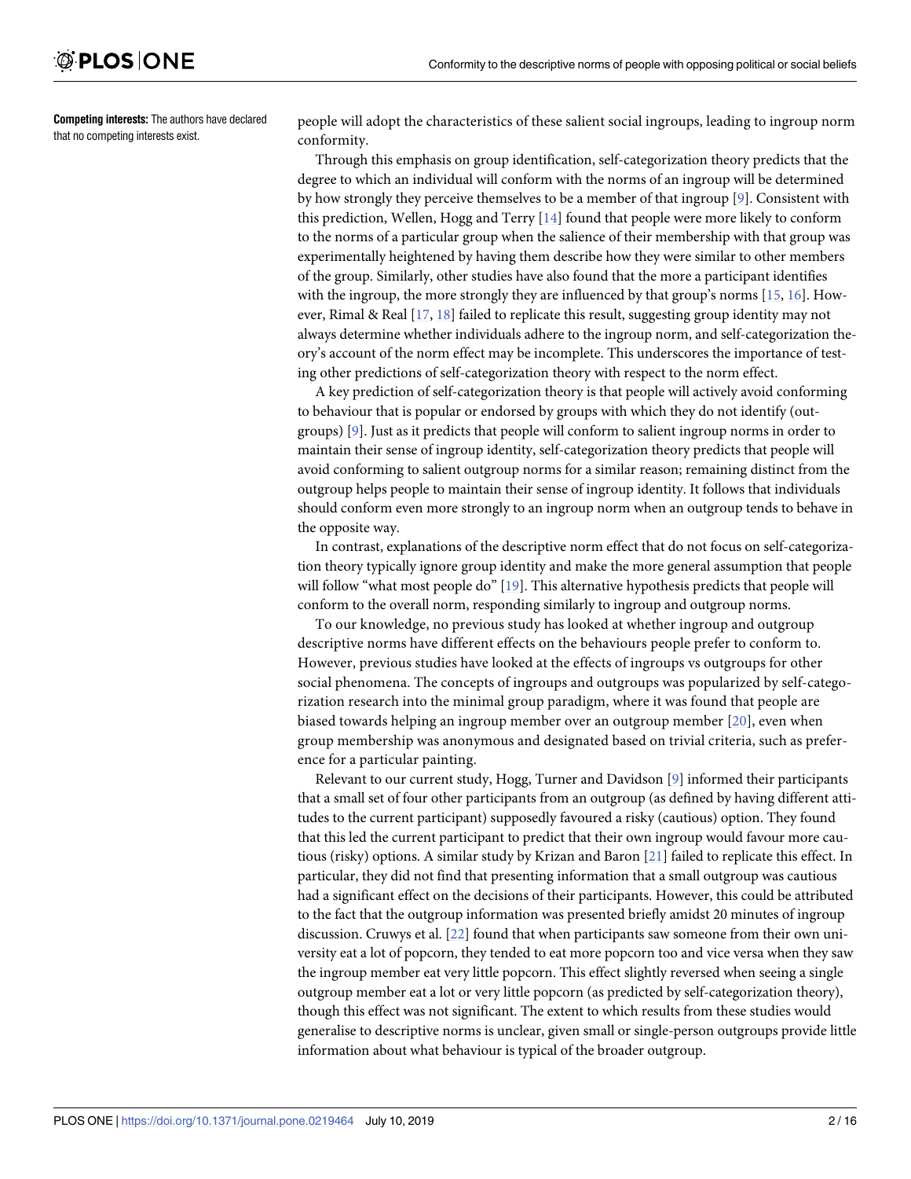**Competing interests:** The authors have declared that no competing interests exist.

people will adopt the characteristics of these salient social ingroups, leading to ingroup norm conformity.

Through this emphasis on group identification, self-categorization theory predicts that the degree to which an individual will conform with the norms of an ingroup will be determined by how strongly they perceive themselves to be a member of that ingroup [9]. Consistent with this prediction, Wellen, Hogg and Terry [14] found that people were more likely to conform to the norms of a particular group when the salience of their membership with that group was experimentally heightened by having them describe how they were similar to other members of the group. Similarly, other studies have also found that the more a participant identifies with the ingroup, the more strongly they are influenced by that group's norms [15, 16]. However, Rimal & Real [17, 18] failed to replicate this result, suggesting group identity may not always determine whether individuals adhere to the ingroup norm, and self-categorization theory's account of the norm effect may be incomplete. This underscores the importance of testing other predictions of self-categorization theory with respect to the norm effect.

A key prediction of self-categorization theory is that people will actively avoid conforming to behaviour that is popular or endorsed by groups with which they do not identify (outgroups) [9]. Just as it predicts that people will conform to salient ingroup norms in order to maintain their sense of ingroup identity, self-categorization theory predicts that people will avoid conforming to salient outgroup norms for a similar reason; remaining distinct from the outgroup helps people to maintain their sense of ingroup identity. It follows that individuals should conform even more strongly to an ingroup norm when an outgroup tends to behave in the opposite way.

In contrast, explanations of the descriptive norm effect that do not focus on self-categorization theory typically ignore group identity and make the more general assumption that people will follow "what most people do" [19]. This alternative hypothesis predicts that people will conform to the overall norm, responding similarly to ingroup and outgroup norms.

To our knowledge, no previous study has looked at whether ingroup and outgroup descriptive norms have different effects on the behaviours people prefer to conform to. However, previous studies have looked at the effects of ingroups vs outgroups for other social phenomena. The concepts of ingroups and outgroups was popularized by self-categorization research into the minimal group paradigm, where it was found that people are biased towards helping an ingroup member over an outgroup member [20], even when group membership was anonymous and designated based on trivial criteria, such as preference for a particular painting.

Relevant to our current study, Hogg, Turner and Davidson [9] informed their participants that a small set of four other participants from an outgroup (as defined by having different attitudes to the current participant) supposedly favoured a risky (cautious) option. They found that this led the current participant to predict that their own ingroup would favour more cautious (risky) options. A similar study by Krizan and Baron [21] failed to replicate this effect. In particular, they did not find that presenting information that a small outgroup was cautious had a significant effect on the decisions of their participants. However, this could be attributed to the fact that the outgroup information was presented briefly amidst 20 minutes of ingroup discussion. Cruwys et al. [22] found that when participants saw someone from their own university eat a lot of popcorn, they tended to eat more popcorn too and vice versa when they saw the ingroup member eat very little popcorn. This effect slightly reversed when seeing a single outgroup member eat a lot or very little popcorn (as predicted by self-categorization theory), though this effect was not significant. The extent to which results from these studies would generalise to descriptive norms is unclear, given small or single-person outgroups provide little information about what behaviour is typical of the broader outgroup.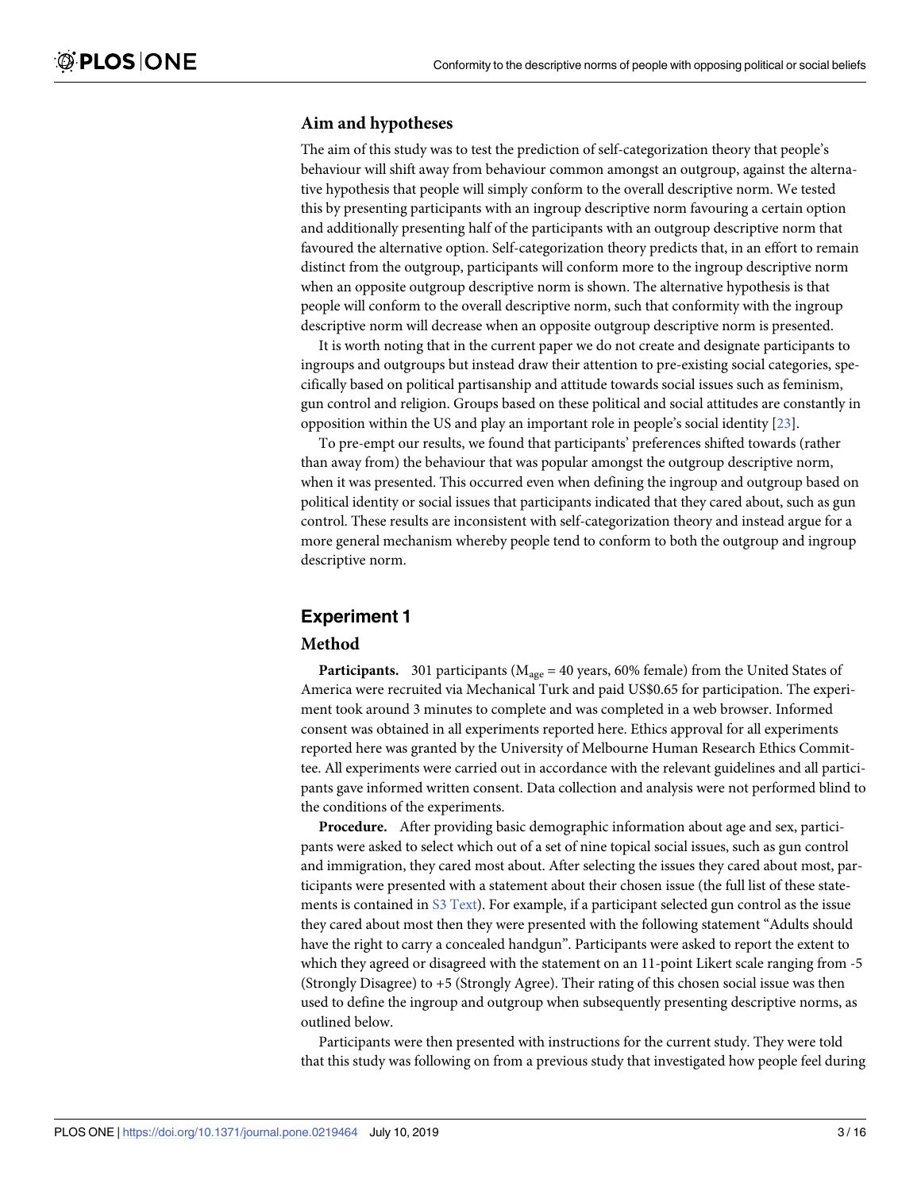## Aim and hypotheses

The aim of this study was to test the prediction of self-categorization theory that people's behaviour will shift away from behaviour common amongst an outgroup, against the alternative hypothesis that people will simply conform to the overall descriptive norm. We tested this by presenting participants with an ingroup descriptive norm favouring a certain option and additionally presenting half of the participants with an outgroup descriptive norm that favoured the alternative option. Self-categorization theory predicts that, in an effort to remain distinct from the outgroup, participants will conform more to the ingroup descriptive norm when an opposite outgroup descriptive norm is shown. The alternative hypothesis is that people will conform to the overall descriptive norm, such that conformity with the ingroup descriptive norm will decrease when an opposite outgroup descriptive norm is presented.

It is worth noting that in the current paper we do not create and designate participants to ingroups and outgroups but instead draw their attention to pre-existing social categories, specifically based on political partisanship and attitude towards social issues such as feminism, gun control and religion. Groups based on these political and social attitudes are constantly in opposition within the US and play an important role in people's social identity [23].

To pre-empt our results, we found that participants' preferences shifted towards (rather than away from) the behaviour that was popular amongst the outgroup descriptive norm, when it was presented. This occurred even when defining the ingroup and outgroup based on political identity or social issues that participants indicated that they cared about, such as gun control. These results are inconsistent with self-categorization theory and instead argue for a more general mechanism whereby people tend to conform to both the outgroup and ingroup descriptive norm.

# Experiment 1

## Method

**Participants.** 301 participants ($M_{age}$ = 40 years, 60% female) from the United States of America were recruited via Mechanical Turk and paid US$0.65 for participation. The experiment took around 3 minutes to complete and was completed in a web browser. Informed consent was obtained in all experiments reported here. Ethics approval for all experiments reported here was granted by the University of Melbourne Human Research Ethics Committee. All experiments were carried out in accordance with the relevant guidelines and all participants gave informed written consent. Data collection and analysis were not performed blind to the conditions of the experiments.

**Procedure.** After providing basic demographic information about age and sex, participants were asked to select which out of a set of nine topical social issues, such as gun control and immigration, they cared most about. After selecting the issues they cared about most, participants were presented with a statement about their chosen issue (the full list of these statements is contained in S3 Text). For example, if a participant selected gun control as the issue they cared about most then they were presented with the following statement "Adults should have the right to carry a concealed handgun". Participants were asked to report the extent to which they agreed or disagreed with the statement on an 11-point Likert scale ranging from -5 (Strongly Disagree) to +5 (Strongly Agree). Their rating of this chosen social issue was then used to define the ingroup and outgroup when subsequently presenting descriptive norms, as outlined below.

Participants were then presented with instructions for the current study. They were told that this study was following on from a previous study that investigated how people feel during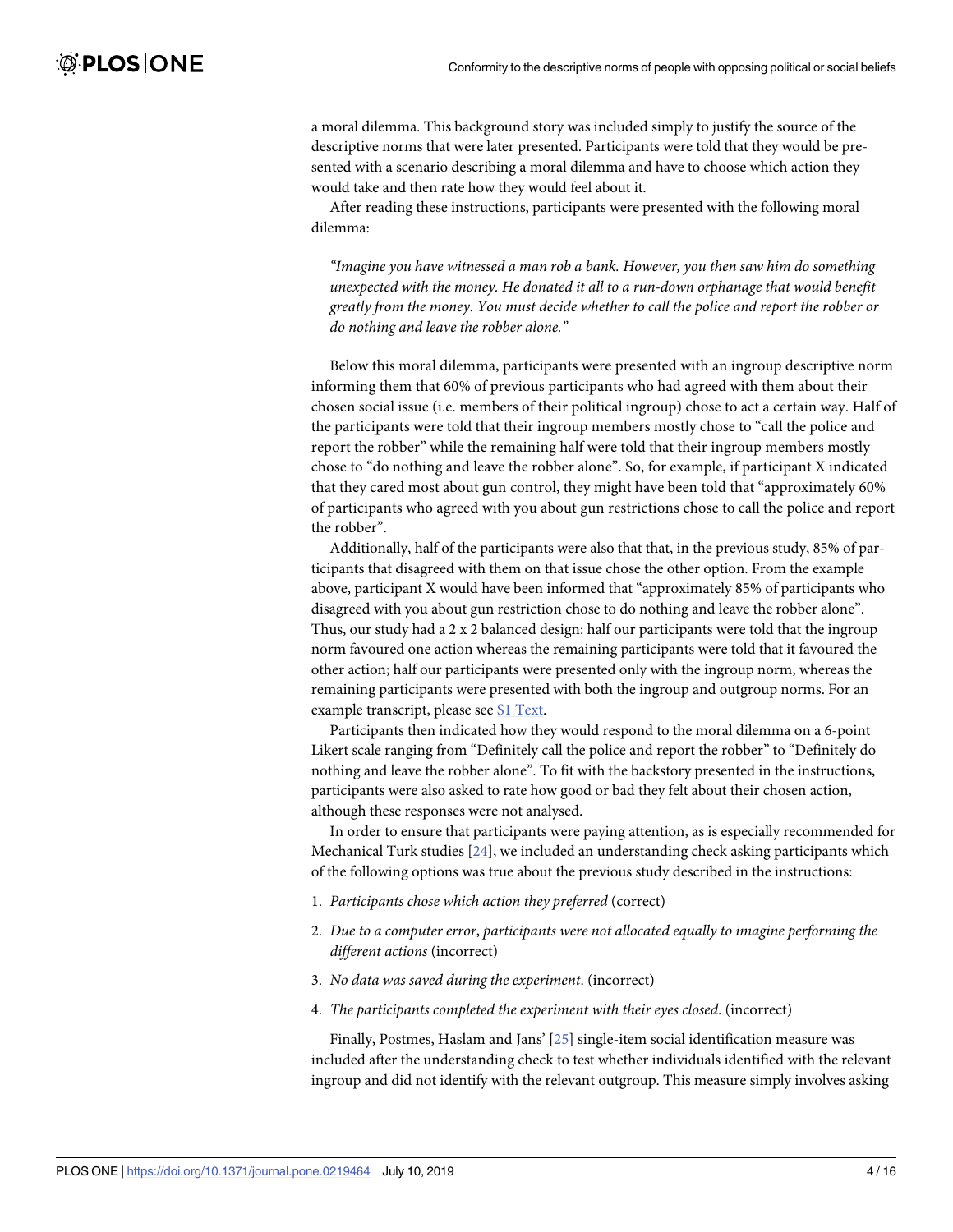a moral dilemma. This background story was included simply to justify the source of the descriptive norms that were later presented. Participants were told that they would be presented with a scenario describing a moral dilemma and have to choose which action they would take and then rate how they would feel about it.

After reading these instructions, participants were presented with the following moral dilemma:

> *"Imagine you have witnessed a man rob a bank. However, you then saw him do something unexpected with the money. He donated it all to a run-down orphanage that would benefit greatly from the money. You must decide whether to call the police and report the robber or do nothing and leave the robber alone."*

Below this moral dilemma, participants were presented with an ingroup descriptive norm informing them that 60% of previous participants who had agreed with them about their chosen social issue (i.e. members of their political ingroup) chose to act a certain way. Half of the participants were told that their ingroup members mostly chose to "call the police and report the robber" while the remaining half were told that their ingroup members mostly chose to "do nothing and leave the robber alone". So, for example, if participant X indicated that they cared most about gun control, they might have been told that "approximately 60% of participants who agreed with you about gun restrictions chose to call the police and report the robber".

Additionally, half of the participants were also that that, in the previous study, 85% of participants that disagreed with them on that issue chose the other option. From the example above, participant X would have been informed that "approximately 85% of participants who disagreed with you about gun restriction chose to do nothing and leave the robber alone". Thus, our study had a 2 x 2 balanced design: half our participants were told that the ingroup norm favoured one action whereas the remaining participants were told that it favoured the other action; half our participants were presented only with the ingroup norm, whereas the remaining participants were presented with both the ingroup and outgroup norms. For an example transcript, please see S1 Text.

Participants then indicated how they would respond to the moral dilemma on a 6-point Likert scale ranging from "Definitely call the police and report the robber" to "Definitely do nothing and leave the robber alone". To fit with the backstory presented in the instructions, participants were also asked to rate how good or bad they felt about their chosen action, although these responses were not analysed.

In order to ensure that participants were paying attention, as is especially recommended for Mechanical Turk studies [24], we included an understanding check asking participants which of the following options was true about the previous study described in the instructions:

1. *Participants chose which action they preferred* (correct)
2. *Due to a computer error*, *participants were not allocated equally to imagine performing the different actions* (incorrect)
3. *No data was saved during the experiment*. (incorrect)
4. *The participants completed the experiment with their eyes closed*. (incorrect)

Finally, Postmes, Haslam and Jans' [25] single-item social identification measure was included after the understanding check to test whether individuals identified with the relevant ingroup and did not identify with the relevant outgroup. This measure simply involves asking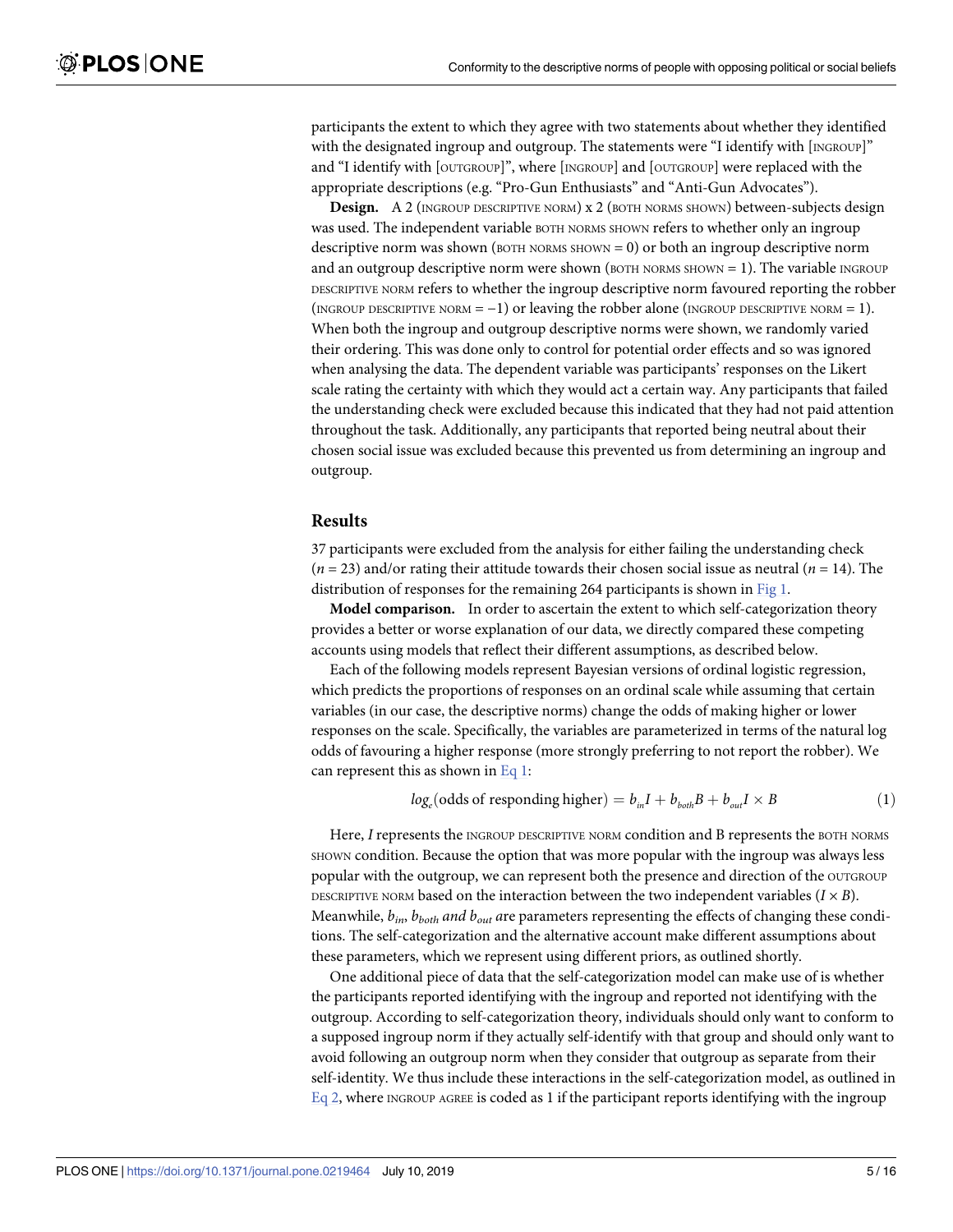participants the extent to which they agree with two statements about whether they identified with the designated ingroup and outgroup. The statements were "I identify with [INGROUP]" and "I identify with [OUTGROUP]", where [INGROUP] and [OUTGROUP] were replaced with the appropriate descriptions (e.g. "Pro-Gun Enthusiasts" and "Anti-Gun Advocates").

**Design.** A 2 (INGROUP DESCRIPTIVE NORM) x 2 (BOTH NORMS SHOWN) between-subjects design was used. The independent variable BOTH NORMS SHOWN refers to whether only an ingroup descriptive norm was shown (BOTH NORMS SHOWN = 0) or both an ingroup descriptive norm and an outgroup descriptive norm were shown (BOTH NORMS SHOWN = 1). The variable INGROUP DESCRIPTIVE NORM refers to whether the ingroup descriptive norm favoured reporting the robber (INGROUP DESCRIPTIVE NORM = −1) or leaving the robber alone (INGROUP DESCRIPTIVE NORM = 1). When both the ingroup and outgroup descriptive norms were shown, we randomly varied their ordering. This was done only to control for potential order effects and so was ignored when analysing the data. The dependent variable was participants' responses on the Likert scale rating the certainty with which they would act a certain way. Any participants that failed the understanding check were excluded because this indicated that they had not paid attention throughout the task. Additionally, any participants that reported being neutral about their chosen social issue was excluded because this prevented us from determining an ingroup and outgroup.

## Results

37 participants were excluded from the analysis for either failing the understanding check ($n = 23$) and/or rating their attitude towards their chosen social issue as neutral ($n = 14$). The distribution of responses for the remaining 264 participants is shown in Fig 1.

**Model comparison.** In order to ascertain the extent to which self-categorization theory provides a better or worse explanation of our data, we directly compared these competing accounts using models that reflect their different assumptions, as described below.

Each of the following models represent Bayesian versions of ordinal logistic regression, which predicts the proportions of responses on an ordinal scale while assuming that certain variables (in our case, the descriptive norms) change the odds of making higher or lower responses on the scale. Specifically, the variables are parameterized in terms of the natural log odds of favouring a higher response (more strongly preferring to not report the robber). We can represent this as shown in Eq 1:

$$log_e(\text{odds of responding higher}) = b_{in}I + b_{both}B + b_{out}I \times B \tag{1}$$

Here, $I$ represents the INGROUP DESCRIPTIVE NORM condition and B represents the BOTH NORMS SHOWN condition. Because the option that was more popular with the ingroup was always less popular with the outgroup, we can represent both the presence and direction of the OUTGROUP DESCRIPTIVE NORM based on the interaction between the two independent variables ($I \times B$). Meanwhile, $b_{in}$, $b_{both}$ *and* $b_{out}$ are parameters representing the effects of changing these conditions. The self-categorization and the alternative account make different assumptions about these parameters, which we represent using different priors, as outlined shortly.

One additional piece of data that the self-categorization model can make use of is whether the participants reported identifying with the ingroup and reported not identifying with the outgroup. According to self-categorization theory, individuals should only want to conform to a supposed ingroup norm if they actually self-identify with that group and should only want to avoid following an outgroup norm when they consider that outgroup as separate from their self-identity. We thus include these interactions in the self-categorization model, as outlined in Eq 2, where INGROUP AGREE is coded as 1 if the participant reports identifying with the ingroup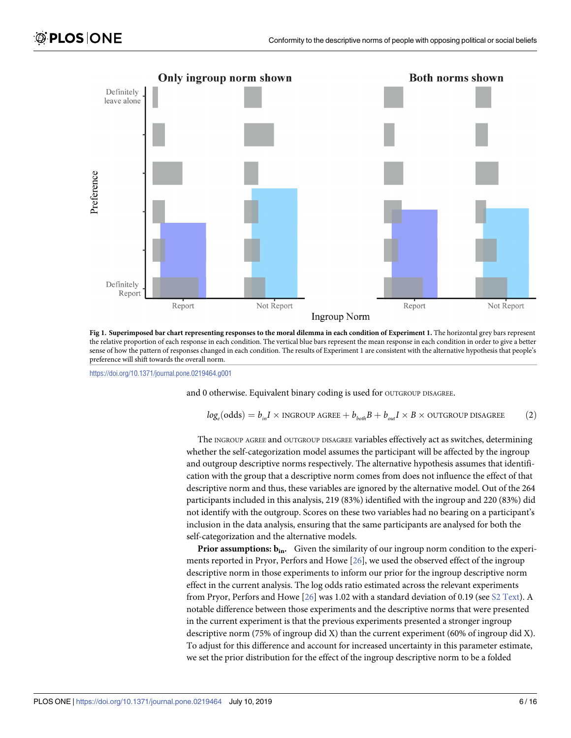**Fig 1. Superimposed bar chart representing responses to the moral dilemma in each condition of Experiment 1.** The horizontal grey bars represent the relative proportion of each response in each condition. The vertical blue bars represent the mean response in each condition in order to give a better sense of how the pattern of responses changed in each condition. The results of Experiment 1 are consistent with the alternative hypothesis that people's preference will shift towards the overall norm.

https://doi.org/10.1371/journal.pone.0219464.g001

and 0 otherwise. Equivalent binary coding is used for OUTGROUP DISAGREE.

$$log_e(\text{odds}) = b_{in}I \times \text{INGROUP AGREE} + b_{both}B + b_{out}I \times B \times \text{OUTGROUP DISAGREE} \qquad (2)$$

The INGROUP AGREE and OUTGROUP DISAGREE variables effectively act as switches, determining whether the self-categorization model assumes the participant will be affected by the ingroup and outgroup descriptive norms respectively. The alternative hypothesis assumes that identification with the group that a descriptive norm comes from does not influence the effect of that descriptive norm and thus, these variables are ignored by the alternative model. Out of the 264 participants included in this analysis, 219 (83%) identified with the ingroup and 220 (83%) did not identify with the outgroup. Scores on these two variables had no bearing on a participant's inclusion in the data analysis, ensuring that the same participants are analysed for both the self-categorization and the alternative models.

**Prior assumptions: $b_{in}$.** Given the similarity of our ingroup norm condition to the experiments reported in Pryor, Perfors and Howe [26], we used the observed effect of the ingroup descriptive norm in those experiments to inform our prior for the ingroup descriptive norm effect in the current analysis. The log odds ratio estimated across the relevant experiments from Pryor, Perfors and Howe [26] was 1.02 with a standard deviation of 0.19 (see S2 Text). A notable difference between those experiments and the descriptive norms that were presented in the current experiment is that the previous experiments presented a stronger ingroup descriptive norm (75% of ingroup did X) than the current experiment (60% of ingroup did X). To adjust for this difference and account for increased uncertainty in this parameter estimate, we set the prior distribution for the effect of the ingroup descriptive norm to be a folded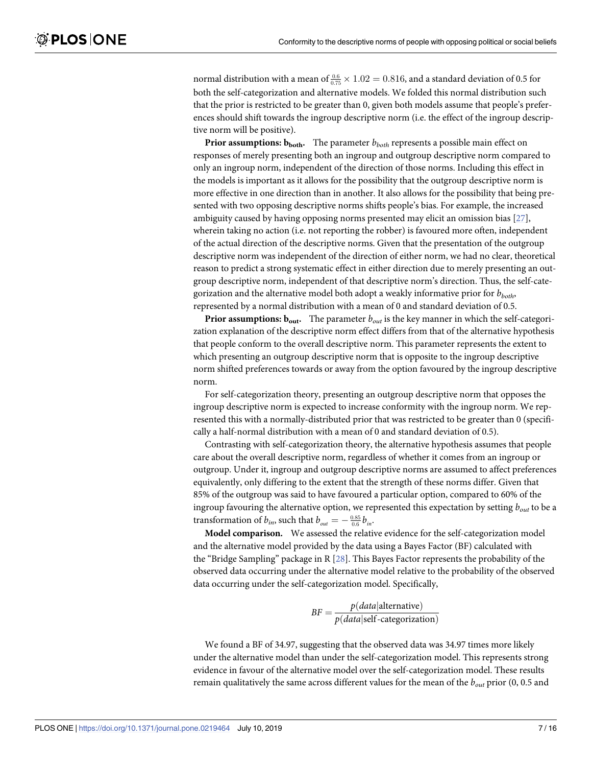normal distribution with a mean of $\frac{0.6}{0.75} \times 1.02 = 0.816$, and a standard deviation of 0.5 for both the self-categorization and alternative models. We folded this normal distribution such that the prior is restricted to be greater than 0, given both models assume that people's preferences should shift towards the ingroup descriptive norm (i.e. the effect of the ingroup descriptive norm will be positive).

**Prior assumptions: $\mathbf{b_{both}}$.** The parameter $b_{both}$ represents a possible main effect on responses of merely presenting both an ingroup and outgroup descriptive norm compared to only an ingroup norm, independent of the direction of those norms. Including this effect in the models is important as it allows for the possibility that the outgroup descriptive norm is more effective in one direction than in another. It also allows for the possibility that being presented with two opposing descriptive norms shifts people's bias. For example, the increased ambiguity caused by having opposing norms presented may elicit an omission bias [27], wherein taking no action (i.e. not reporting the robber) is favoured more often, independent of the actual direction of the descriptive norms. Given that the presentation of the outgroup descriptive norm was independent of the direction of either norm, we had no clear, theoretical reason to predict a strong systematic effect in either direction due to merely presenting an outgroup descriptive norm, independent of that descriptive norm's direction. Thus, the self-categorization and the alternative model both adopt a weakly informative prior for $b_{both}$, represented by a normal distribution with a mean of 0 and standard deviation of 0.5.

**Prior assumptions: $\mathbf{b_{out}}$.** The parameter $b_{out}$ is the key manner in which the self-categorization explanation of the descriptive norm effect differs from that of the alternative hypothesis that people conform to the overall descriptive norm. This parameter represents the extent to which presenting an outgroup descriptive norm that is opposite to the ingroup descriptive norm shifted preferences towards or away from the option favoured by the ingroup descriptive norm.

For self-categorization theory, presenting an outgroup descriptive norm that opposes the ingroup descriptive norm is expected to increase conformity with the ingroup norm. We represented this with a normally-distributed prior that was restricted to be greater than 0 (specifically a half-normal distribution with a mean of 0 and standard deviation of 0.5).

Contrasting with self-categorization theory, the alternative hypothesis assumes that people care about the overall descriptive norm, regardless of whether it comes from an ingroup or outgroup. Under it, ingroup and outgroup descriptive norms are assumed to affect preferences equivalently, only differing to the extent that the strength of these norms differ. Given that 85% of the outgroup was said to have favoured a particular option, compared to 60% of the ingroup favouring the alternative option, we represented this expectation by setting $b_{out}$ to be a transformation of $b_{in}$, such that $b_{out} = -\frac{0.85}{0.6} b_{in}$.

**Model comparison.** We assessed the relative evidence for the self-categorization model and the alternative model provided by the data using a Bayes Factor (BF) calculated with the "Bridge Sampling" package in R [28]. This Bayes Factor represents the probability of the observed data occurring under the alternative model relative to the probability of the observed data occurring under the self-categorization model. Specifically,

$$BF = \frac{p(data|\text{alternative})}{p(data|\text{self-categorization})}$$

We found a BF of 34.97, suggesting that the observed data was 34.97 times more likely under the alternative model than under the self-categorization model. This represents strong evidence in favour of the alternative model over the self-categorization model. These results remain qualitatively the same across different values for the mean of the $b_{out}$ prior (0, 0.5 and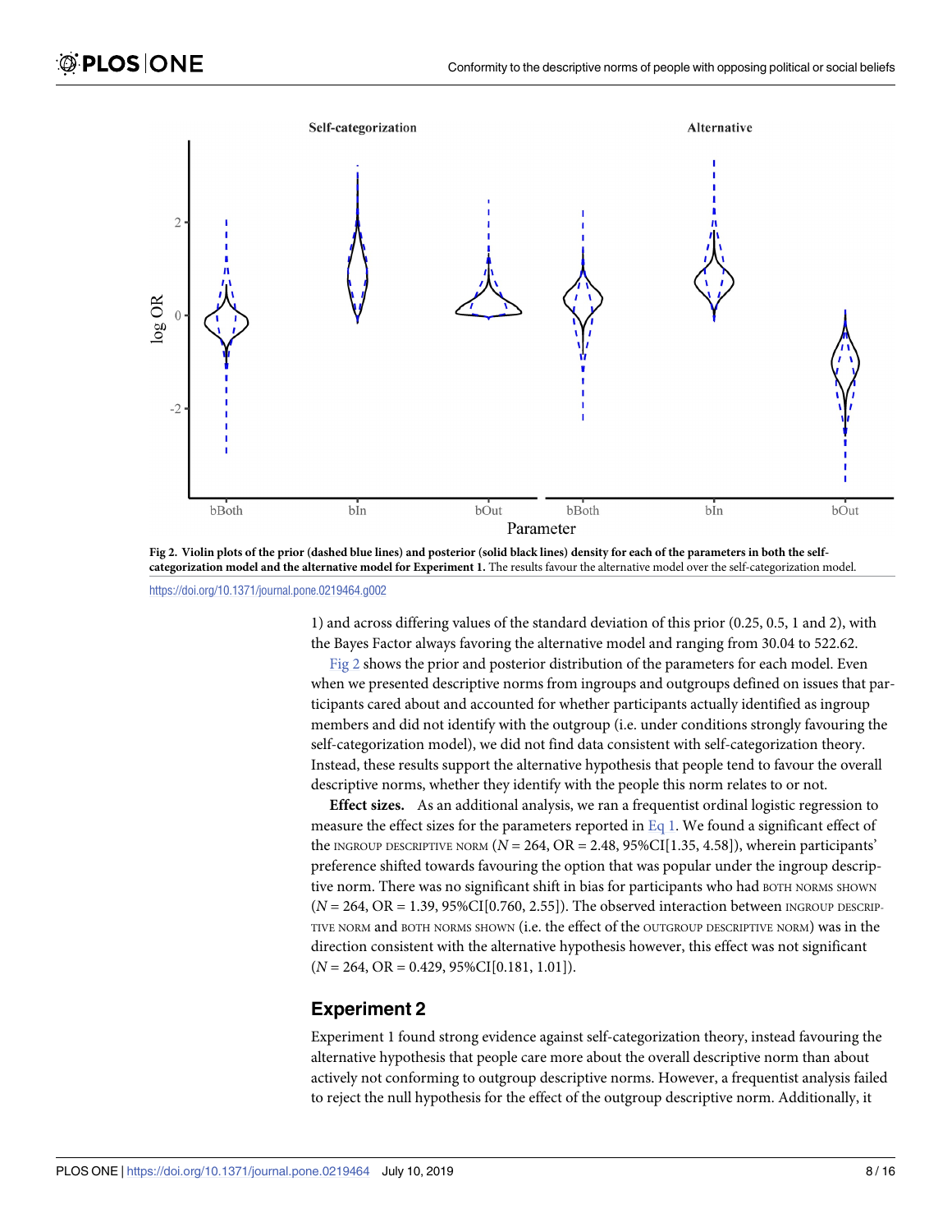Fig 2. Violin plots of the prior (dashed blue lines) and posterior (solid black lines) density for each of the parameters in both the self-categorization model and the alternative model for Experiment 1. The results favour the alternative model over the self-categorization model.

https://doi.org/10.1371/journal.pone.0219464.g002

1) and across differing values of the standard deviation of this prior (0.25, 0.5, 1 and 2), with the Bayes Factor always favoring the alternative model and ranging from 30.04 to 522.62.

Fig 2 shows the prior and posterior distribution of the parameters for each model. Even when we presented descriptive norms from ingroups and outgroups defined on issues that participants cared about and accounted for whether participants actually identified as ingroup members and did not identify with the outgroup (i.e. under conditions strongly favouring the self-categorization model), we did not find data consistent with self-categorization theory. Instead, these results support the alternative hypothesis that people tend to favour the overall descriptive norms, whether they identify with the people this norm relates to or not.

**Effect sizes.** As an additional analysis, we ran a frequentist ordinal logistic regression to measure the effect sizes for the parameters reported in Eq 1. We found a significant effect of the INGROUP DESCRIPTIVE NORM ($N = 264$, OR = 2.48, 95%CI[1.35, 4.58]), wherein participants' preference shifted towards favouring the option that was popular under the ingroup descriptive norm. There was no significant shift in bias for participants who had BOTH NORMS SHOWN ($N = 264$, OR = 1.39, 95%CI[0.760, 2.55]). The observed interaction between INGROUP DESCRIPTIVE NORM and BOTH NORMS SHOWN (i.e. the effect of the OUTGROUP DESCRIPTIVE NORM) was in the direction consistent with the alternative hypothesis however, this effect was not significant ($N = 264$, OR = 0.429, 95%CI[0.181, 1.01]).

## Experiment 2

Experiment 1 found strong evidence against self-categorization theory, instead favouring the alternative hypothesis that people care more about the overall descriptive norm than about actively not conforming to outgroup descriptive norms. However, a frequentist analysis failed to reject the null hypothesis for the effect of the outgroup descriptive norm. Additionally, it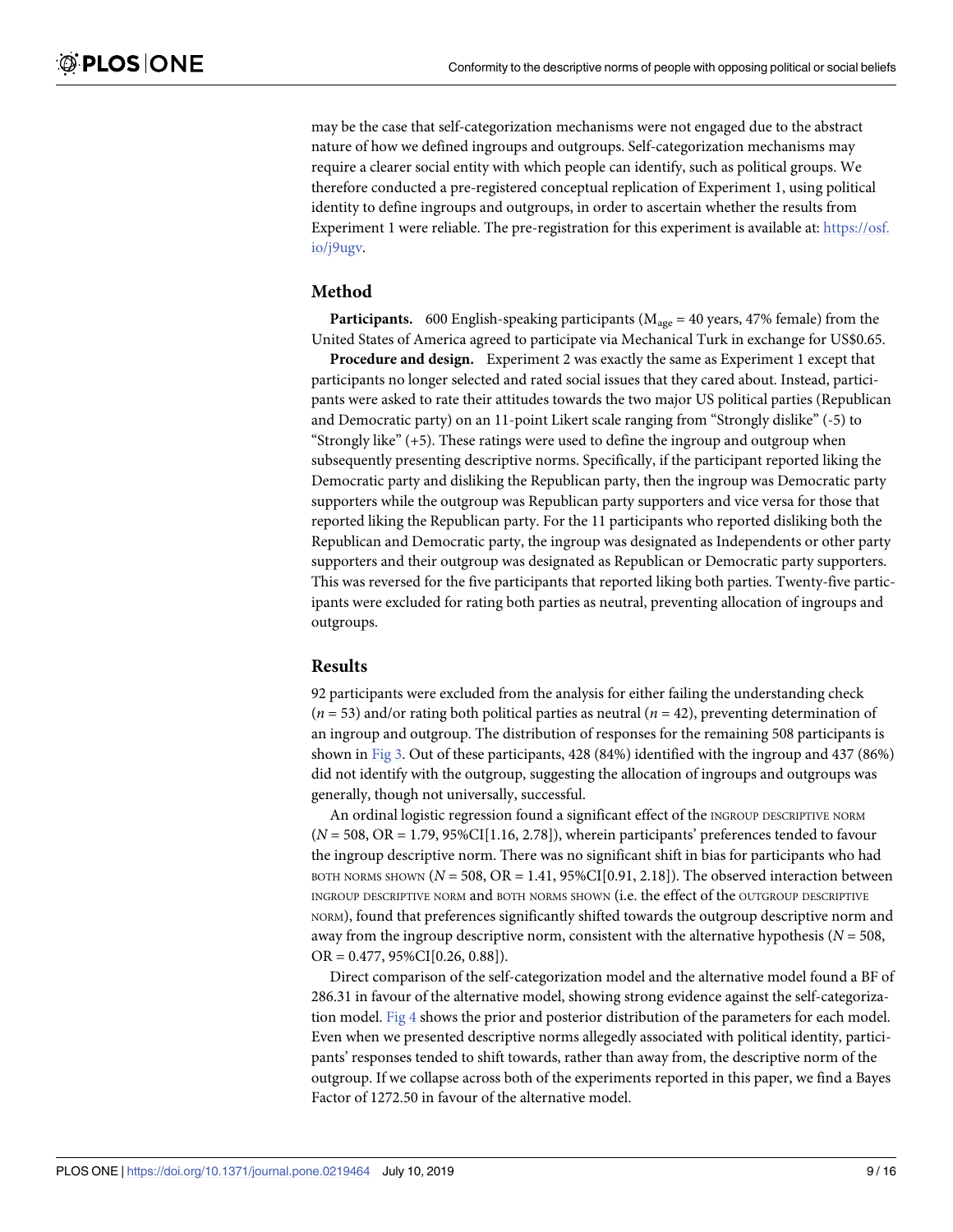may be the case that self-categorization mechanisms were not engaged due to the abstract nature of how we defined ingroups and outgroups. Self-categorization mechanisms may require a clearer social entity with which people can identify, such as political groups. We therefore conducted a pre-registered conceptual replication of Experiment 1, using political identity to define ingroups and outgroups, in order to ascertain whether the results from Experiment 1 were reliable. The pre-registration for this experiment is available at: https://osf.io/j9ugv.

## Method

**Participants.** 600 English-speaking participants ($M_{age}$ = 40 years, 47% female) from the United States of America agreed to participate via Mechanical Turk in exchange for US$0.65.

**Procedure and design.** Experiment 2 was exactly the same as Experiment 1 except that participants no longer selected and rated social issues that they cared about. Instead, participants were asked to rate their attitudes towards the two major US political parties (Republican and Democratic party) on an 11-point Likert scale ranging from "Strongly dislike" (-5) to "Strongly like" (+5). These ratings were used to define the ingroup and outgroup when subsequently presenting descriptive norms. Specifically, if the participant reported liking the Democratic party and disliking the Republican party, then the ingroup was Democratic party supporters while the outgroup was Republican party supporters and vice versa for those that reported liking the Republican party. For the 11 participants who reported disliking both the Republican and Democratic party, the ingroup was designated as Independents or other party supporters and their outgroup was designated as Republican or Democratic party supporters. This was reversed for the five participants that reported liking both parties. Twenty-five participants were excluded for rating both parties as neutral, preventing allocation of ingroups and outgroups.

## Results

92 participants were excluded from the analysis for either failing the understanding check (*n* = 53) and/or rating both political parties as neutral (*n* = 42), preventing determination of an ingroup and outgroup. The distribution of responses for the remaining 508 participants is shown in Fig 3. Out of these participants, 428 (84%) identified with the ingroup and 437 (86%) did not identify with the outgroup, suggesting the allocation of ingroups and outgroups was generally, though not universally, successful.

An ordinal logistic regression found a significant effect of the INGROUP DESCRIPTIVE NORM (*N* = 508, OR = 1.79, 95%CI[1.16, 2.78]), wherein participants' preferences tended to favour the ingroup descriptive norm. There was no significant shift in bias for participants who had BOTH NORMS SHOWN (*N* = 508, OR = 1.41, 95%CI[0.91, 2.18]). The observed interaction between INGROUP DESCRIPTIVE NORM and BOTH NORMS SHOWN (i.e. the effect of the OUTGROUP DESCRIPTIVE NORM), found that preferences significantly shifted towards the outgroup descriptive norm and away from the ingroup descriptive norm, consistent with the alternative hypothesis (*N* = 508, OR = 0.477, 95%CI[0.26, 0.88]).

Direct comparison of the self-categorization model and the alternative model found a BF of 286.31 in favour of the alternative model, showing strong evidence against the self-categorization model. Fig 4 shows the prior and posterior distribution of the parameters for each model. Even when we presented descriptive norms allegedly associated with political identity, participants' responses tended to shift towards, rather than away from, the descriptive norm of the outgroup. If we collapse across both of the experiments reported in this paper, we find a Bayes Factor of 1272.50 in favour of the alternative model.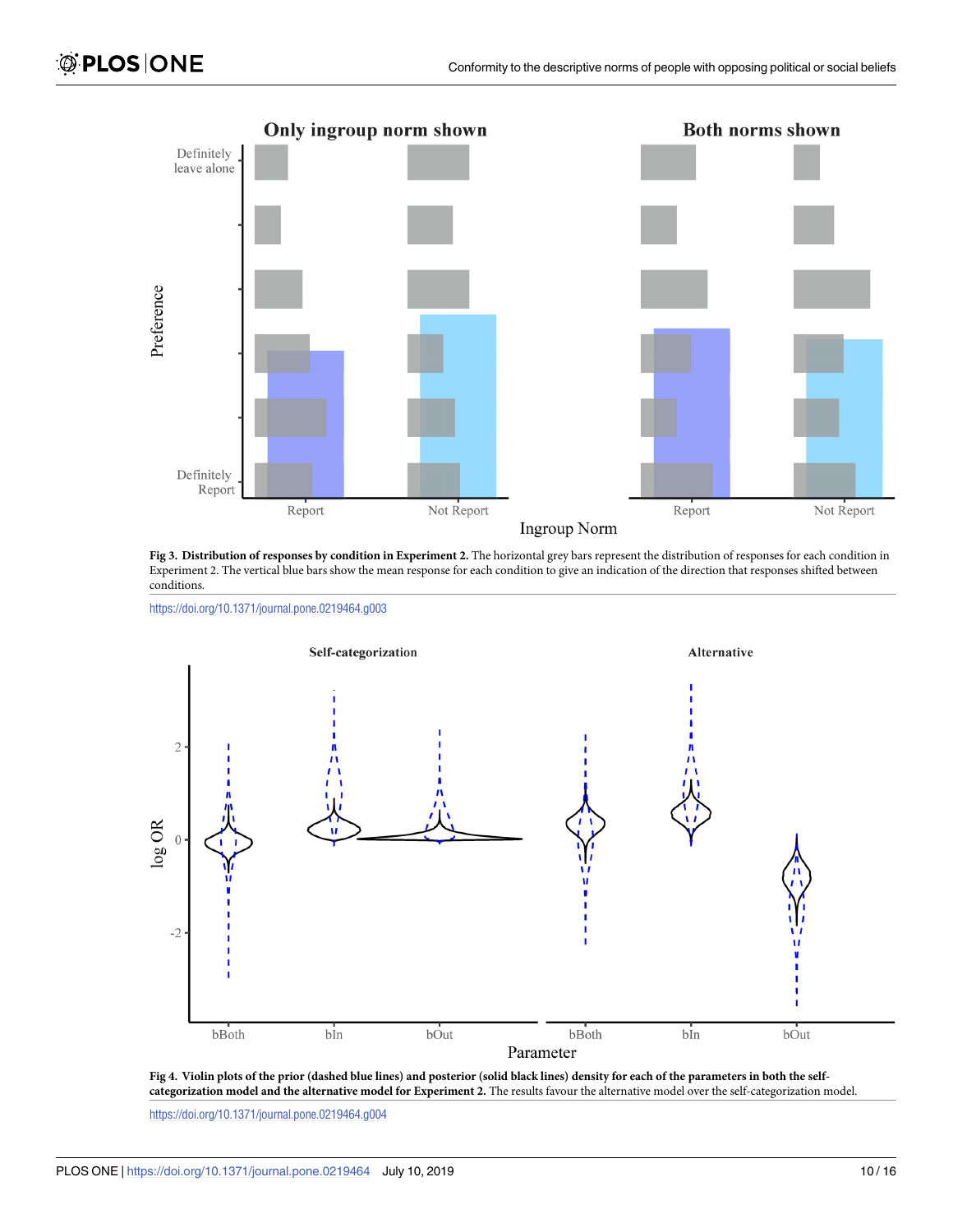**Fig 3. Distribution of responses by condition in Experiment 2.** The horizontal grey bars represent the distribution of responses for each condition in Experiment 2. The vertical blue bars show the mean response for each condition to give an indication of the direction that responses shifted between conditions.

https://doi.org/10.1371/journal.pone.0219464.g003

**Fig 4. Violin plots of the prior (dashed blue lines) and posterior (solid black lines) density for each of the parameters in both the self-categorization model and the alternative model for Experiment 2.** The results favour the alternative model over the self-categorization model.

https://doi.org/10.1371/journal.pone.0219464.g004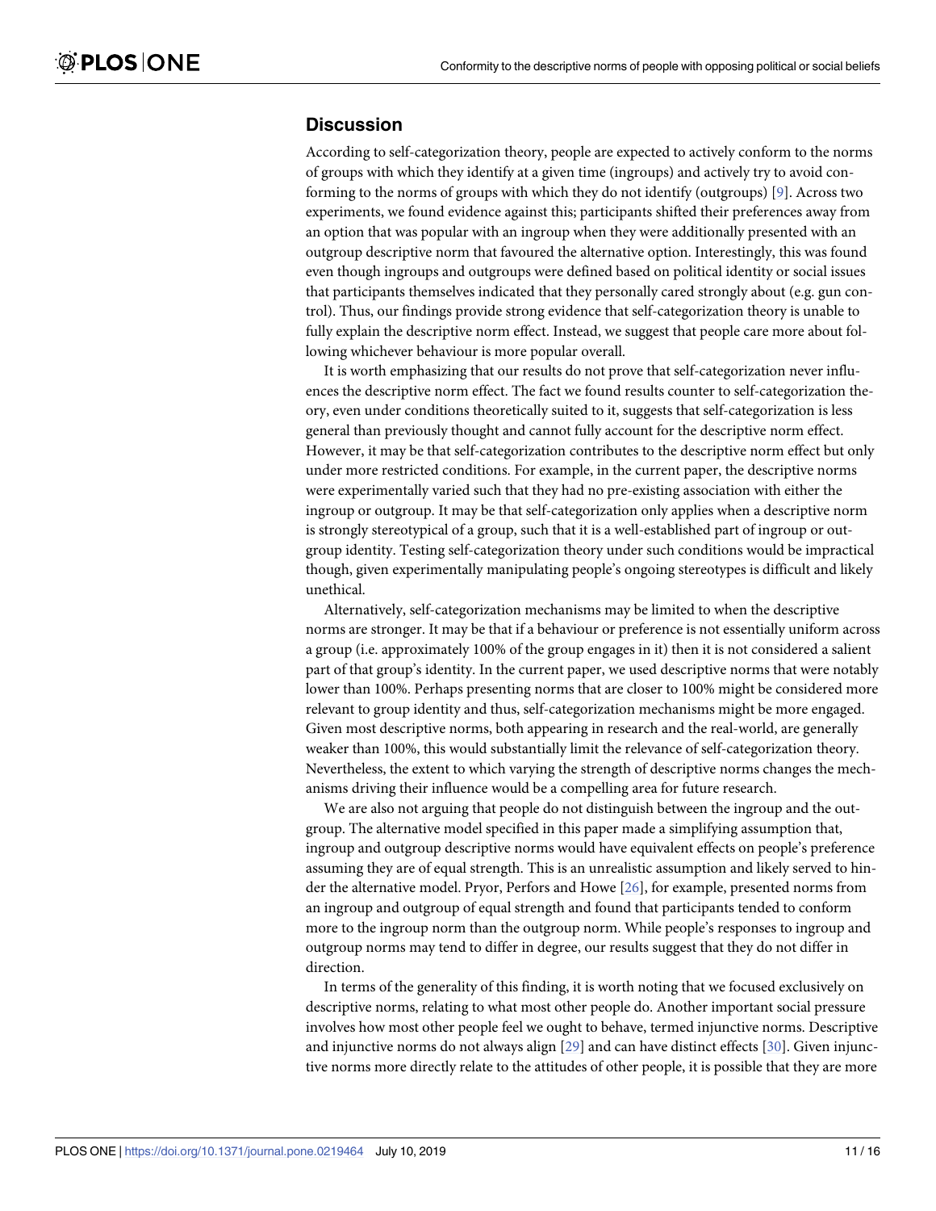## Discussion

According to self-categorization theory, people are expected to actively conform to the norms of groups with which they identify at a given time (ingroups) and actively try to avoid conforming to the norms of groups with which they do not identify (outgroups) [9]. Across two experiments, we found evidence against this; participants shifted their preferences away from an option that was popular with an ingroup when they were additionally presented with an outgroup descriptive norm that favoured the alternative option. Interestingly, this was found even though ingroups and outgroups were defined based on political identity or social issues that participants themselves indicated that they personally cared strongly about (e.g. gun control). Thus, our findings provide strong evidence that self-categorization theory is unable to fully explain the descriptive norm effect. Instead, we suggest that people care more about following whichever behaviour is more popular overall.

It is worth emphasizing that our results do not prove that self-categorization never influences the descriptive norm effect. The fact we found results counter to self-categorization theory, even under conditions theoretically suited to it, suggests that self-categorization is less general than previously thought and cannot fully account for the descriptive norm effect. However, it may be that self-categorization contributes to the descriptive norm effect but only under more restricted conditions. For example, in the current paper, the descriptive norms were experimentally varied such that they had no pre-existing association with either the ingroup or outgroup. It may be that self-categorization only applies when a descriptive norm is strongly stereotypical of a group, such that it is a well-established part of ingroup or outgroup identity. Testing self-categorization theory under such conditions would be impractical though, given experimentally manipulating people's ongoing stereotypes is difficult and likely unethical.

Alternatively, self-categorization mechanisms may be limited to when the descriptive norms are stronger. It may be that if a behaviour or preference is not essentially uniform across a group (i.e. approximately 100% of the group engages in it) then it is not considered a salient part of that group's identity. In the current paper, we used descriptive norms that were notably lower than 100%. Perhaps presenting norms that are closer to 100% might be considered more relevant to group identity and thus, self-categorization mechanisms might be more engaged. Given most descriptive norms, both appearing in research and the real-world, are generally weaker than 100%, this would substantially limit the relevance of self-categorization theory. Nevertheless, the extent to which varying the strength of descriptive norms changes the mechanisms driving their influence would be a compelling area for future research.

We are also not arguing that people do not distinguish between the ingroup and the outgroup. The alternative model specified in this paper made a simplifying assumption that, ingroup and outgroup descriptive norms would have equivalent effects on people's preference assuming they are of equal strength. This is an unrealistic assumption and likely served to hinder the alternative model. Pryor, Perfors and Howe [26], for example, presented norms from an ingroup and outgroup of equal strength and found that participants tended to conform more to the ingroup norm than the outgroup norm. While people's responses to ingroup and outgroup norms may tend to differ in degree, our results suggest that they do not differ in direction.

In terms of the generality of this finding, it is worth noting that we focused exclusively on descriptive norms, relating to what most other people do. Another important social pressure involves how most other people feel we ought to behave, termed injunctive norms. Descriptive and injunctive norms do not always align [29] and can have distinct effects [30]. Given injunctive norms more directly relate to the attitudes of other people, it is possible that they are more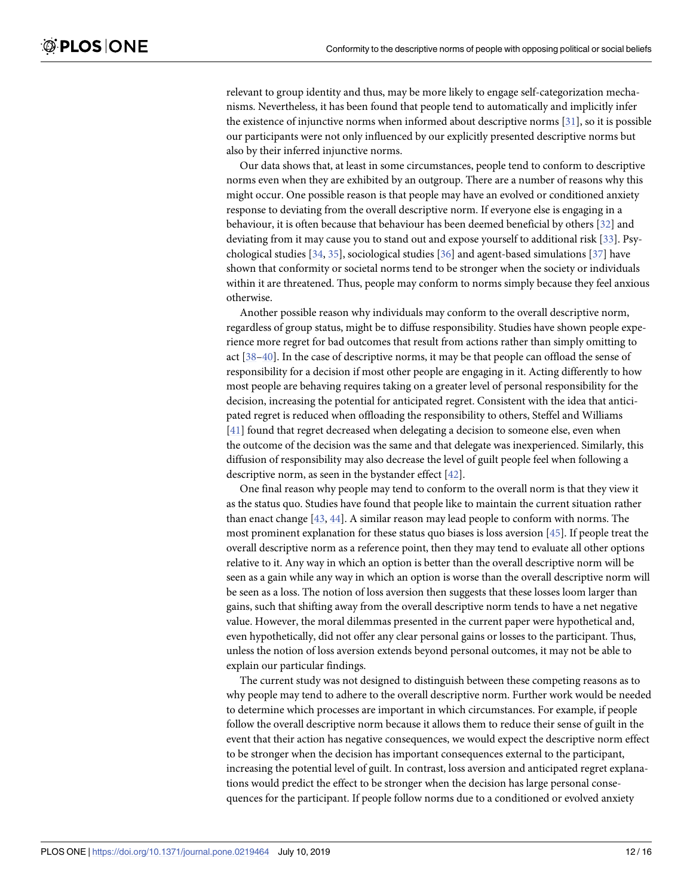relevant to group identity and thus, may be more likely to engage self-categorization mechanisms. Nevertheless, it has been found that people tend to automatically and implicitly infer the existence of injunctive norms when informed about descriptive norms [31], so it is possible our participants were not only influenced by our explicitly presented descriptive norms but also by their inferred injunctive norms.

Our data shows that, at least in some circumstances, people tend to conform to descriptive norms even when they are exhibited by an outgroup. There are a number of reasons why this might occur. One possible reason is that people may have an evolved or conditioned anxiety response to deviating from the overall descriptive norm. If everyone else is engaging in a behaviour, it is often because that behaviour has been deemed beneficial by others [32] and deviating from it may cause you to stand out and expose yourself to additional risk [33]. Psychological studies [34, 35], sociological studies [36] and agent-based simulations [37] have shown that conformity or societal norms tend to be stronger when the society or individuals within it are threatened. Thus, people may conform to norms simply because they feel anxious otherwise.

Another possible reason why individuals may conform to the overall descriptive norm, regardless of group status, might be to diffuse responsibility. Studies have shown people experience more regret for bad outcomes that result from actions rather than simply omitting to act [38–40]. In the case of descriptive norms, it may be that people can offload the sense of responsibility for a decision if most other people are engaging in it. Acting differently to how most people are behaving requires taking on a greater level of personal responsibility for the decision, increasing the potential for anticipated regret. Consistent with the idea that anticipated regret is reduced when offloading the responsibility to others, Steffel and Williams [41] found that regret decreased when delegating a decision to someone else, even when the outcome of the decision was the same and that delegate was inexperienced. Similarly, this diffusion of responsibility may also decrease the level of guilt people feel when following a descriptive norm, as seen in the bystander effect [42].

One final reason why people may tend to conform to the overall norm is that they view it as the status quo. Studies have found that people like to maintain the current situation rather than enact change [43, 44]. A similar reason may lead people to conform with norms. The most prominent explanation for these status quo biases is loss aversion [45]. If people treat the overall descriptive norm as a reference point, then they may tend to evaluate all other options relative to it. Any way in which an option is better than the overall descriptive norm will be seen as a gain while any way in which an option is worse than the overall descriptive norm will be seen as a loss. The notion of loss aversion then suggests that these losses loom larger than gains, such that shifting away from the overall descriptive norm tends to have a net negative value. However, the moral dilemmas presented in the current paper were hypothetical and, even hypothetically, did not offer any clear personal gains or losses to the participant. Thus, unless the notion of loss aversion extends beyond personal outcomes, it may not be able to explain our particular findings.

The current study was not designed to distinguish between these competing reasons as to why people may tend to adhere to the overall descriptive norm. Further work would be needed to determine which processes are important in which circumstances. For example, if people follow the overall descriptive norm because it allows them to reduce their sense of guilt in the event that their action has negative consequences, we would expect the descriptive norm effect to be stronger when the decision has important consequences external to the participant, increasing the potential level of guilt. In contrast, loss aversion and anticipated regret explanations would predict the effect to be stronger when the decision has large personal consequences for the participant. If people follow norms due to a conditioned or evolved anxiety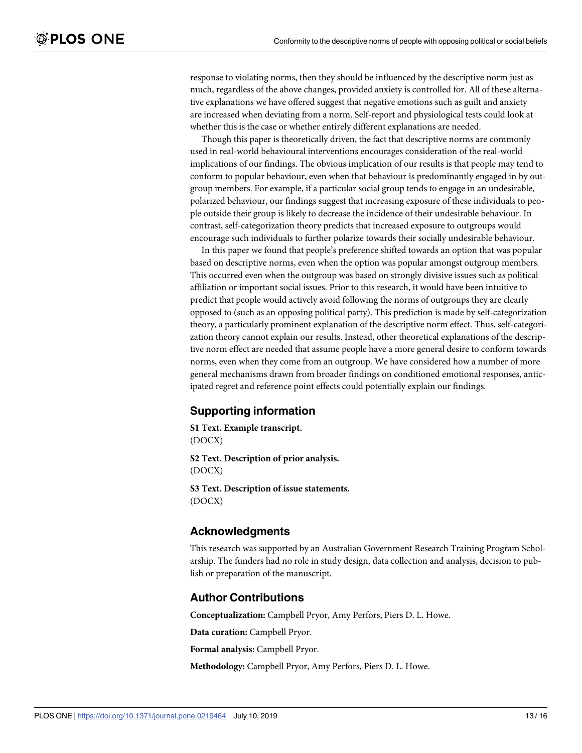response to violating norms, then they should be influenced by the descriptive norm just as much, regardless of the above changes, provided anxiety is controlled for. All of these alternative explanations we have offered suggest that negative emotions such as guilt and anxiety are increased when deviating from a norm. Self-report and physiological tests could look at whether this is the case or whether entirely different explanations are needed.

Though this paper is theoretically driven, the fact that descriptive norms are commonly used in real-world behavioural interventions encourages consideration of the real-world implications of our findings. The obvious implication of our results is that people may tend to conform to popular behaviour, even when that behaviour is predominantly engaged in by outgroup members. For example, if a particular social group tends to engage in an undesirable, polarized behaviour, our findings suggest that increasing exposure of these individuals to people outside their group is likely to decrease the incidence of their undesirable behaviour. In contrast, self-categorization theory predicts that increased exposure to outgroups would encourage such individuals to further polarize towards their socially undesirable behaviour.

In this paper we found that people's preference shifted towards an option that was popular based on descriptive norms, even when the option was popular amongst outgroup members. This occurred even when the outgroup was based on strongly divisive issues such as political affiliation or important social issues. Prior to this research, it would have been intuitive to predict that people would actively avoid following the norms of outgroups they are clearly opposed to (such as an opposing political party). This prediction is made by self-categorization theory, a particularly prominent explanation of the descriptive norm effect. Thus, self-categorization theory cannot explain our results. Instead, other theoretical explanations of the descriptive norm effect are needed that assume people have a more general desire to conform towards norms, even when they come from an outgroup. We have considered how a number of more general mechanisms drawn from broader findings on conditioned emotional responses, anticipated regret and reference point effects could potentially explain our findings.

## Supporting information

**S1 Text. Example transcript.**
(DOCX)

**S2 Text. Description of prior analysis.**
(DOCX)

**S3 Text. Description of issue statements.**
(DOCX)

## Acknowledgments

This research was supported by an Australian Government Research Training Program Scholarship. The funders had no role in study design, data collection and analysis, decision to publish or preparation of the manuscript.

## Author Contributions

**Conceptualization:** Campbell Pryor, Amy Perfors, Piers D. L. Howe.

**Data curation:** Campbell Pryor.

**Formal analysis:** Campbell Pryor.

**Methodology:** Campbell Pryor, Amy Perfors, Piers D. L. Howe.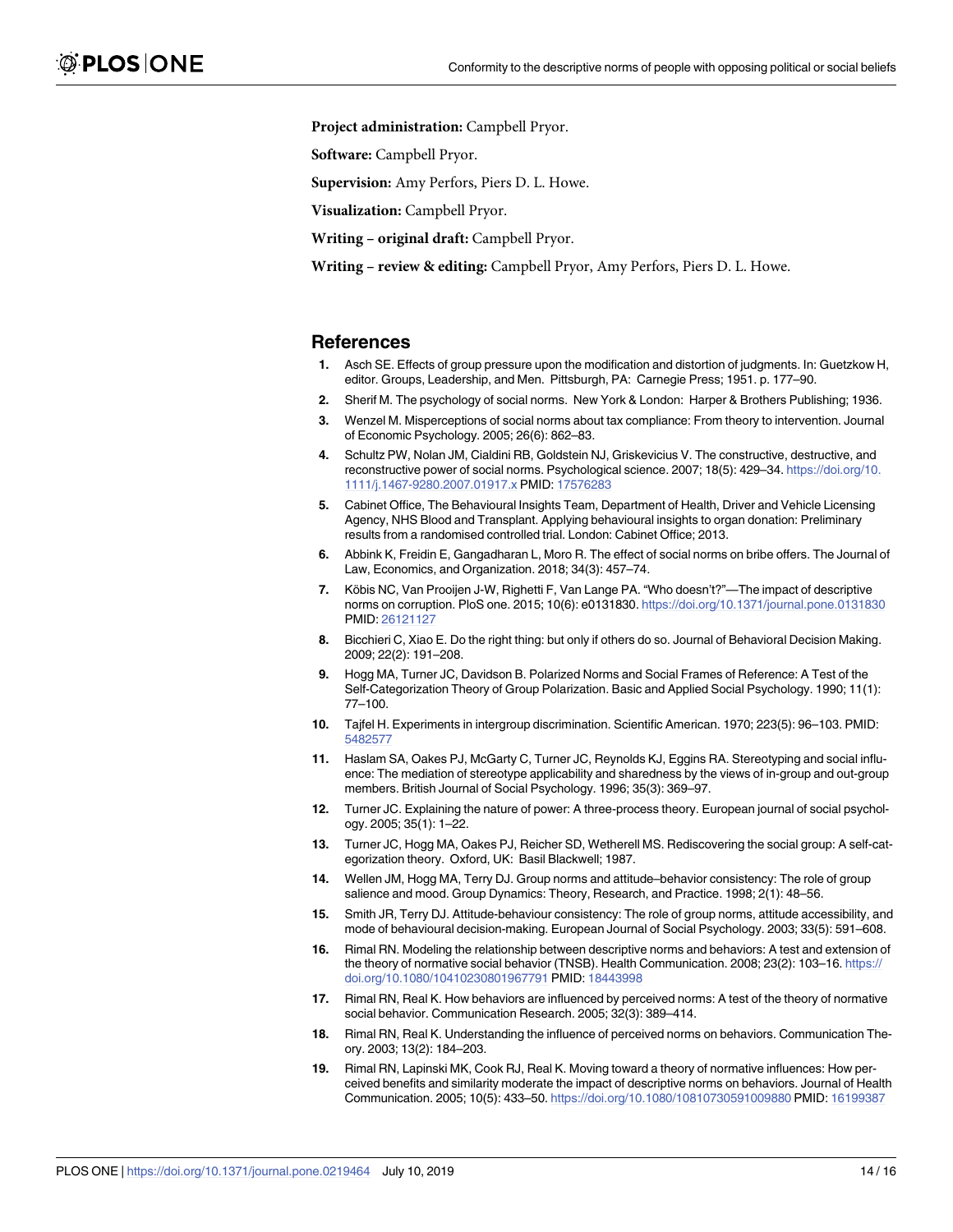**Project administration:** Campbell Pryor.

**Software:** Campbell Pryor.

**Supervision:** Amy Perfors, Piers D. L. Howe.

**Visualization:** Campbell Pryor.

**Writing – original draft:** Campbell Pryor.

**Writing – review & editing:** Campbell Pryor, Amy Perfors, Piers D. L. Howe.

## References

1. Asch SE. Effects of group pressure upon the modification and distortion of judgments. In: Guetzkow H, editor. Groups, Leadership, and Men. Pittsburgh, PA: Carnegie Press; 1951. p. 177–90.
2. Sherif M. The psychology of social norms. New York & London: Harper & Brothers Publishing; 1936.
3. Wenzel M. Misperceptions of social norms about tax compliance: From theory to intervention. Journal of Economic Psychology. 2005; 26(6): 862–83.
4. Schultz PW, Nolan JM, Cialdini RB, Goldstein NJ, Griskevicius V. The constructive, destructive, and reconstructive power of social norms. Psychological science. 2007; 18(5): 429–34. https://doi.org/10.1111/j.1467-9280.2007.01917.x PMID: 17576283
5. Cabinet Office, The Behavioural Insights Team, Department of Health, Driver and Vehicle Licensing Agency, NHS Blood and Transplant. Applying behavioural insights to organ donation: Preliminary results from a randomised controlled trial. London: Cabinet Office; 2013.
6. Abbink K, Freidin E, Gangadharan L, Moro R. The effect of social norms on bribe offers. The Journal of Law, Economics, and Organization. 2018; 34(3): 457–74.
7. Köbis NC, Van Prooijen J-W, Righetti F, Van Lange PA. "Who doesn't?"—The impact of descriptive norms on corruption. PloS one. 2015; 10(6): e0131830. https://doi.org/10.1371/journal.pone.0131830 PMID: 26121127
8. Bicchieri C, Xiao E. Do the right thing: but only if others do so. Journal of Behavioral Decision Making. 2009; 22(2): 191–208.
9. Hogg MA, Turner JC, Davidson B. Polarized Norms and Social Frames of Reference: A Test of the Self-Categorization Theory of Group Polarization. Basic and Applied Social Psychology. 1990; 11(1): 77–100.
10. Tajfel H. Experiments in intergroup discrimination. Scientific American. 1970; 223(5): 96–103. PMID: 5482577
11. Haslam SA, Oakes PJ, McGarty C, Turner JC, Reynolds KJ, Eggins RA. Stereotyping and social influence: The mediation of stereotype applicability and sharedness by the views of in-group and out-group members. British Journal of Social Psychology. 1996; 35(3): 369–97.
12. Turner JC. Explaining the nature of power: A three-process theory. European journal of social psychology. 2005; 35(1): 1–22.
13. Turner JC, Hogg MA, Oakes PJ, Reicher SD, Wetherell MS. Rediscovering the social group: A self-categorization theory. Oxford, UK: Basil Blackwell; 1987.
14. Wellen JM, Hogg MA, Terry DJ. Group norms and attitude–behavior consistency: The role of group salience and mood. Group Dynamics: Theory, Research, and Practice. 1998; 2(1): 48–56.
15. Smith JR, Terry DJ. Attitude-behaviour consistency: The role of group norms, attitude accessibility, and mode of behavioural decision-making. European Journal of Social Psychology. 2003; 33(5): 591–608.
16. Rimal RN. Modeling the relationship between descriptive norms and behaviors: A test and extension of the theory of normative social behavior (TNSB). Health Communication. 2008; 23(2): 103–16. https://doi.org/10.1080/10410230801967791 PMID: 18443998
17. Rimal RN, Real K. How behaviors are influenced by perceived norms: A test of the theory of normative social behavior. Communication Research. 2005; 32(3): 389–414.
18. Rimal RN, Real K. Understanding the influence of perceived norms on behaviors. Communication Theory. 2003; 13(2): 184–203.
19. Rimal RN, Lapinski MK, Cook RJ, Real K. Moving toward a theory of normative influences: How perceived benefits and similarity moderate the impact of descriptive norms on behaviors. Journal of Health Communication. 2005; 10(5): 433–50. https://doi.org/10.1080/10810730591009880 PMID: 16199387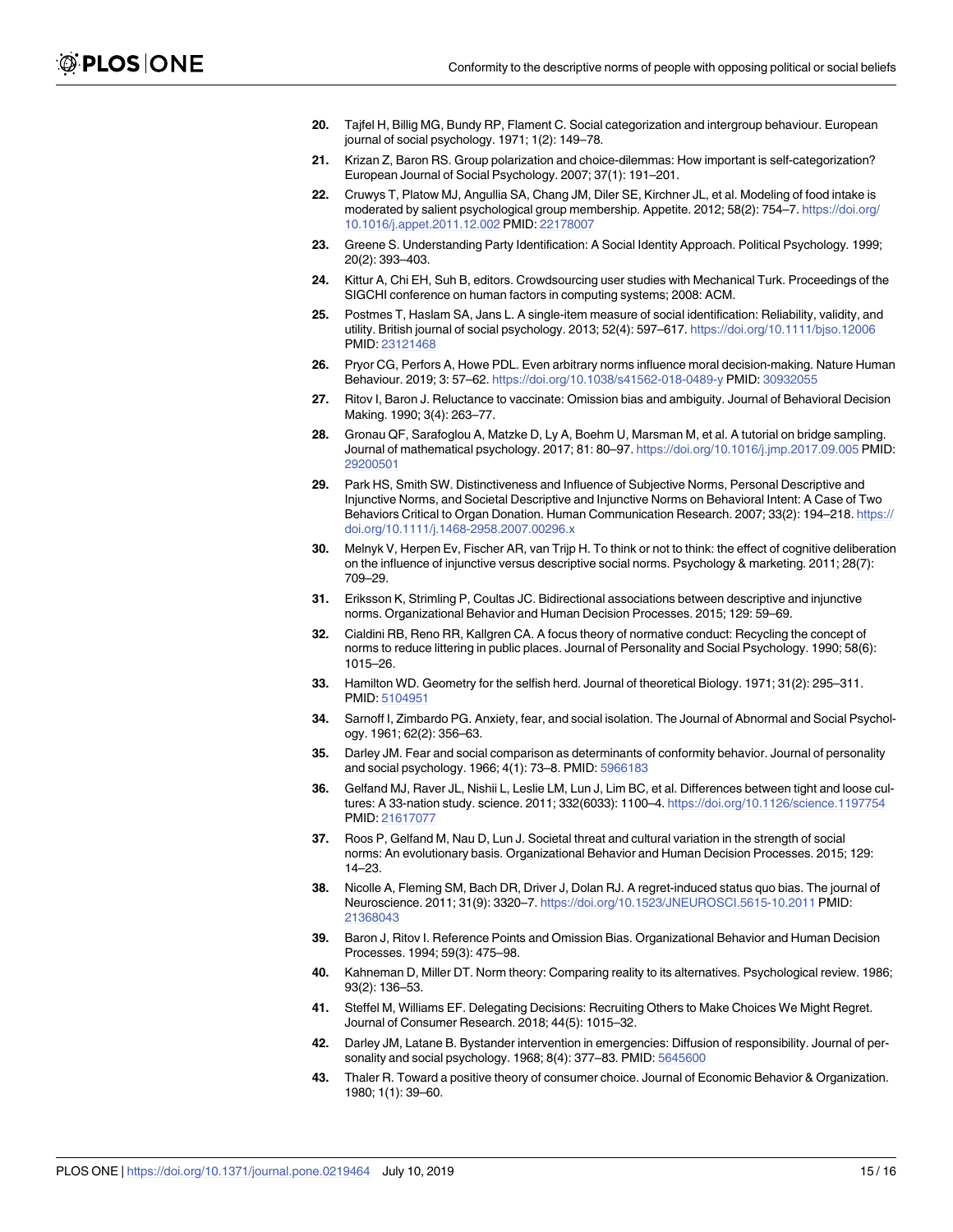20. Tajfel H, Billig MG, Bundy RP, Flament C. Social categorization and intergroup behaviour. European journal of social psychology. 1971; 1(2): 149–78.
21. Krizan Z, Baron RS. Group polarization and choice-dilemmas: How important is self-categorization? European Journal of Social Psychology. 2007; 37(1): 191–201.
22. Cruwys T, Platow MJ, Angullia SA, Chang JM, Diler SE, Kirchner JL, et al. Modeling of food intake is moderated by salient psychological group membership. Appetite. 2012; 58(2): 754–7. https://doi.org/10.1016/j.appet.2011.12.002 PMID: 22178007
23. Greene S. Understanding Party Identification: A Social Identity Approach. Political Psychology. 1999; 20(2): 393–403.
24. Kittur A, Chi EH, Suh B, editors. Crowdsourcing user studies with Mechanical Turk. Proceedings of the SIGCHI conference on human factors in computing systems; 2008: ACM.
25. Postmes T, Haslam SA, Jans L. A single-item measure of social identification: Reliability, validity, and utility. British journal of social psychology. 2013; 52(4): 597–617. https://doi.org/10.1111/bjso.12006 PMID: 23121468
26. Pryor CG, Perfors A, Howe PDL. Even arbitrary norms influence moral decision-making. Nature Human Behaviour. 2019; 3: 57–62. https://doi.org/10.1038/s41562-018-0489-y PMID: 30932055
27. Ritov I, Baron J. Reluctance to vaccinate: Omission bias and ambiguity. Journal of Behavioral Decision Making. 1990; 3(4): 263–77.
28. Gronau QF, Sarafoglou A, Matzke D, Ly A, Boehm U, Marsman M, et al. A tutorial on bridge sampling. Journal of mathematical psychology. 2017; 81: 80–97. https://doi.org/10.1016/j.jmp.2017.09.005 PMID: 29200501
29. Park HS, Smith SW. Distinctiveness and Influence of Subjective Norms, Personal Descriptive and Injunctive Norms, and Societal Descriptive and Injunctive Norms on Behavioral Intent: A Case of Two Behaviors Critical to Organ Donation. Human Communication Research. 2007; 33(2): 194–218. https://doi.org/10.1111/j.1468-2958.2007.00296.x
30. Melnyk V, Herpen Ev, Fischer AR, van Trijp H. To think or not to think: the effect of cognitive deliberation on the influence of injunctive versus descriptive social norms. Psychology & marketing. 2011; 28(7): 709–29.
31. Eriksson K, Strimling P, Coultas JC. Bidirectional associations between descriptive and injunctive norms. Organizational Behavior and Human Decision Processes. 2015; 129: 59–69.
32. Cialdini RB, Reno RR, Kallgren CA. A focus theory of normative conduct: Recycling the concept of norms to reduce littering in public places. Journal of Personality and Social Psychology. 1990; 58(6): 1015–26.
33. Hamilton WD. Geometry for the selfish herd. Journal of theoretical Biology. 1971; 31(2): 295–311. PMID: 5104951
34. Sarnoff I, Zimbardo PG. Anxiety, fear, and social isolation. The Journal of Abnormal and Social Psychology. 1961; 62(2): 356–63.
35. Darley JM. Fear and social comparison as determinants of conformity behavior. Journal of personality and social psychology. 1966; 4(1): 73–8. PMID: 5966183
36. Gelfand MJ, Raver JL, Nishii L, Leslie LM, Lun J, Lim BC, et al. Differences between tight and loose cultures: A 33-nation study. science. 2011; 332(6033): 1100–4. https://doi.org/10.1126/science.1197754 PMID: 21617077
37. Roos P, Gelfand M, Nau D, Lun J. Societal threat and cultural variation in the strength of social norms: An evolutionary basis. Organizational Behavior and Human Decision Processes. 2015; 129: 14–23.
38. Nicolle A, Fleming SM, Bach DR, Driver J, Dolan RJ. A regret-induced status quo bias. The journal of Neuroscience. 2011; 31(9): 3320–7. https://doi.org/10.1523/JNEUROSCI.5615-10.2011 PMID: 21368043
39. Baron J, Ritov I. Reference Points and Omission Bias. Organizational Behavior and Human Decision Processes. 1994; 59(3): 475–98.
40. Kahneman D, Miller DT. Norm theory: Comparing reality to its alternatives. Psychological review. 1986; 93(2): 136–53.
41. Steffel M, Williams EF. Delegating Decisions: Recruiting Others to Make Choices We Might Regret. Journal of Consumer Research. 2018; 44(5): 1015–32.
42. Darley JM, Latane B. Bystander intervention in emergencies: Diffusion of responsibility. Journal of personality and social psychology. 1968; 8(4): 377–83. PMID: 5645600
43. Thaler R. Toward a positive theory of consumer choice. Journal of Economic Behavior & Organization. 1980; 1(1): 39–60.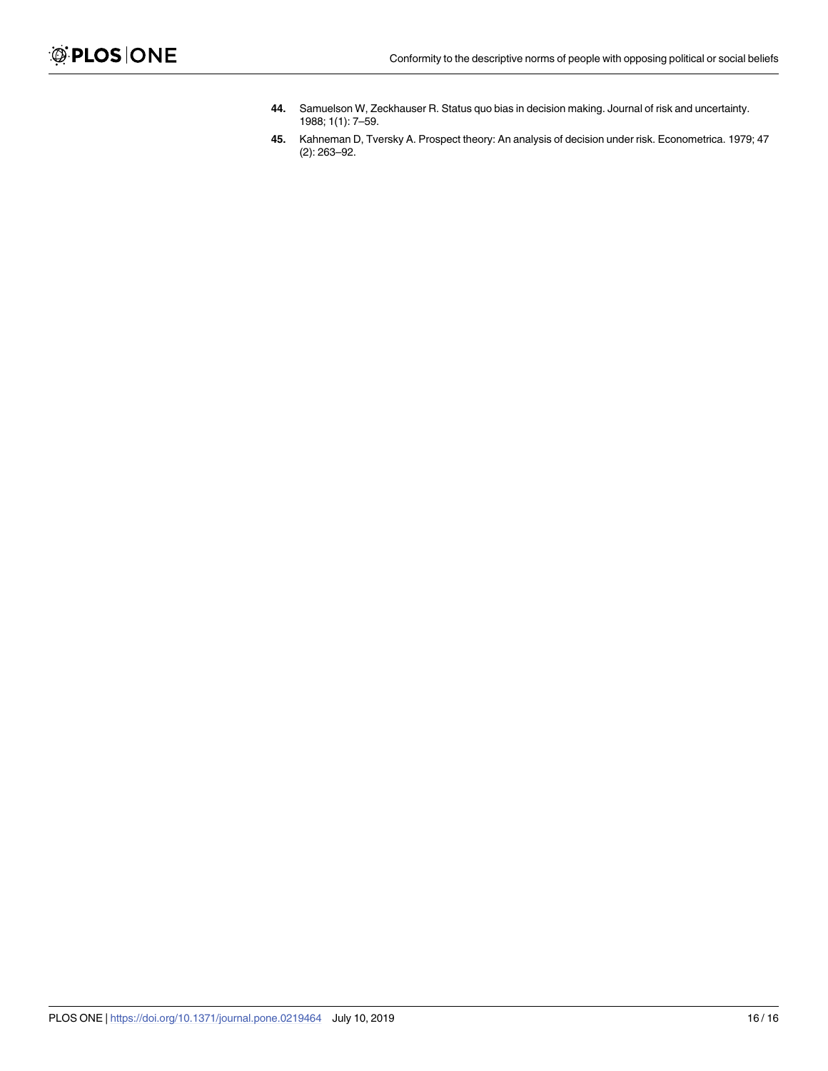44. Samuelson W, Zeckhauser R. Status quo bias in decision making. Journal of risk and uncertainty. 1988; 1(1): 7–59.

45. Kahneman D, Tversky A. Prospect theory: An analysis of decision under risk. Econometrica. 1979; 47 (2): 263–92.